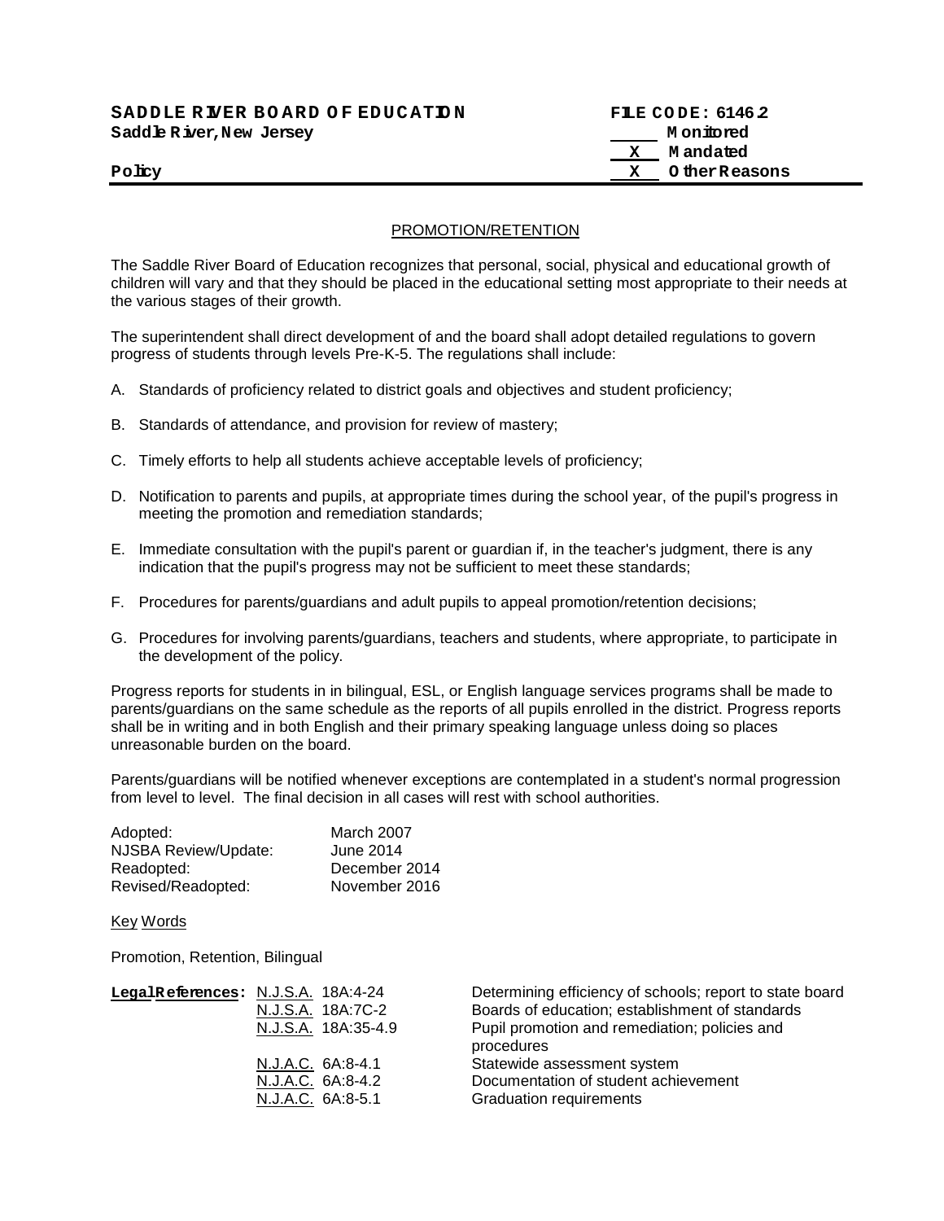**SADDLE RIVER BOARD OF EDUCATION** **FILE CODE: 6146.2**
**Saddle River, New Jersey**

| | |
|---|---|
| ____ | Monitored |
| X | Mandated |
| X | Other Reasons |

**Policy**

---

## PROMOTION/RETENTION

The Saddle River Board of Education recognizes that personal, social, physical and educational growth of children will vary and that they should be placed in the educational setting most appropriate to their needs at the various stages of their growth.

The superintendent shall direct development of and the board shall adopt detailed regulations to govern progress of students through levels Pre-K-5. The regulations shall include:

A. Standards of proficiency related to district goals and objectives and student proficiency;

B. Standards of attendance, and provision for review of mastery;

C. Timely efforts to help all students achieve acceptable levels of proficiency;

D. Notification to parents and pupils, at appropriate times during the school year, of the pupil's progress in meeting the promotion and remediation standards;

E. Immediate consultation with the pupil's parent or guardian if, in the teacher's judgment, there is any indication that the pupil's progress may not be sufficient to meet these standards;

F. Procedures for parents/guardians and adult pupils to appeal promotion/retention decisions;

G. Procedures for involving parents/guardians, teachers and students, where appropriate, to participate in the development of the policy.

Progress reports for students in in bilingual, ESL, or English language services programs shall be made to parents/guardians on the same schedule as the reports of all pupils enrolled in the district. Progress reports shall be in writing and in both English and their primary speaking language unless doing so places unreasonable burden on the board.

Parents/guardians will be notified whenever exceptions are contemplated in a student's normal progression from level to level. The final decision in all cases will rest with school authorities.

| | |
|---|---|
| Adopted: | March 2007 |
| NJSBA Review/Update: | June 2014 |
| Readopted: | December 2014 |
| Revised/Readopted: | November 2016 |

Key Words

Promotion, Retention, Bilingual

**Legal References:**

| | |
|---|---|
| N.J.S.A. 18A:4-24 | Determining efficiency of schools; report to state board |
| N.J.S.A. 18A:7C-2 | Boards of education; establishment of standards |
| N.J.S.A. 18A:35-4.9 | Pupil promotion and remediation; policies and procedures |
| N.J.A.C. 6A:8-4.1 | Statewide assessment system |
| N.J.A.C. 6A:8-4.2 | Documentation of student achievement |
| N.J.A.C. 6A:8-5.1 | Graduation requirements |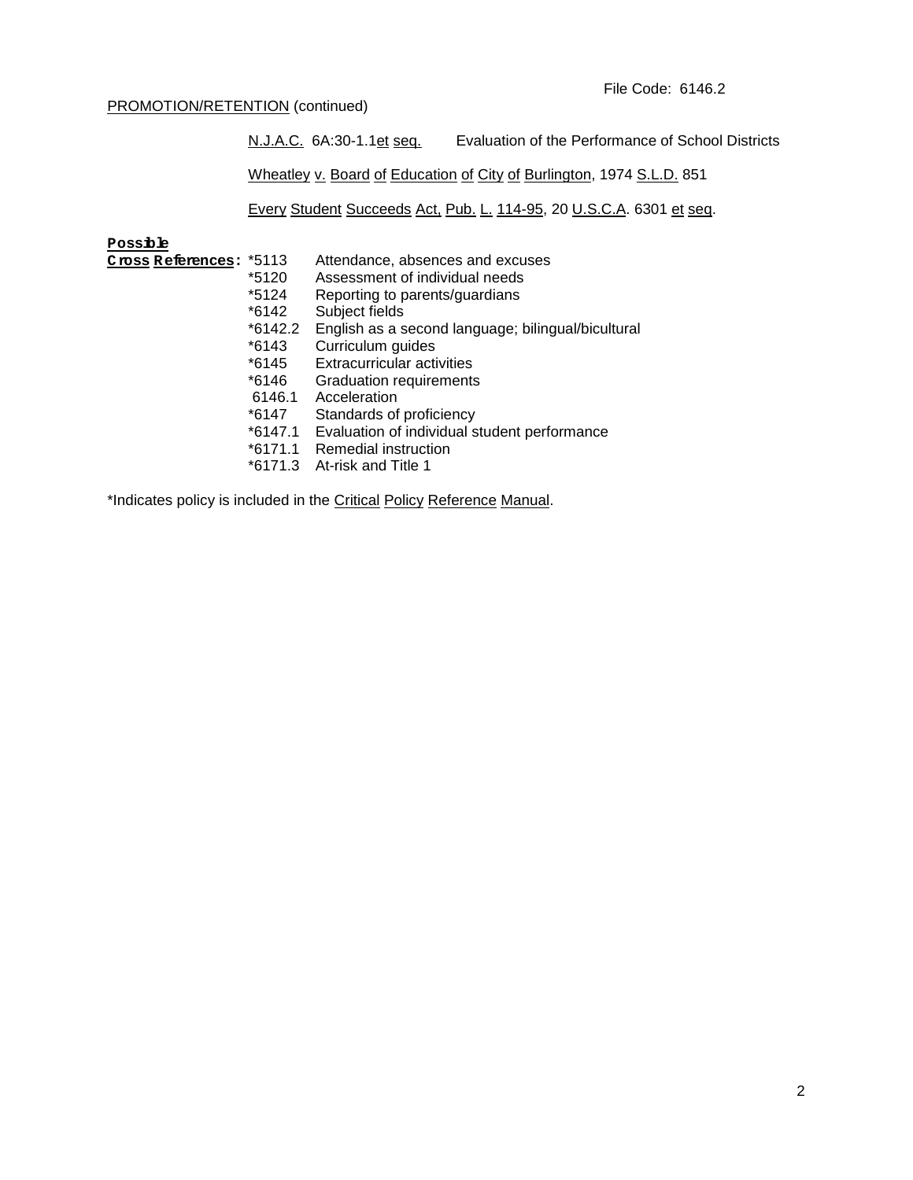File Code: 6146.2

PROMOTION/RETENTION (continued)

N.J.A.C. 6A:30-1.1et seq. Evaluation of the Performance of School Districts

Wheatley v. Board of Education of City of Burlington, 1974 S.L.D. 851

Every Student Succeeds Act, Pub. L. 114-95, 20 U.S.C.A. 6301 et seq.

**Possible Cross References:**

| | |
|---|---|
| *5113 | Attendance, absences and excuses |
| *5120 | Assessment of individual needs |
| *5124 | Reporting to parents/guardians |
| *6142 | Subject fields |
| *6142.2 | English as a second language; bilingual/bicultural |
| *6143 | Curriculum guides |
| *6145 | Extracurricular activities |
| *6146 | Graduation requirements |
| 6146.1 | Acceleration |
| *6147 | Standards of proficiency |
| *6147.1 | Evaluation of individual student performance |
| *6171.1 | Remedial instruction |
| *6171.3 | At-risk and Title 1 |

*Indicates policy is included in the Critical Policy Reference Manual.